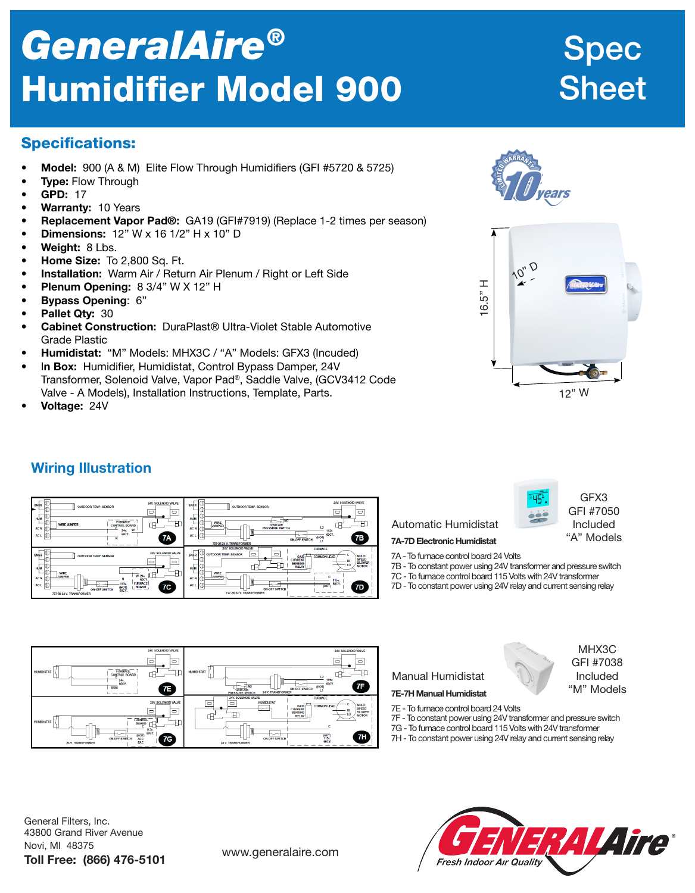# GeneralAire® Humidifier Model 900

Spec Sheet

## Specifications:

- **Model:** 900 (A & M) Elite Flow Through Humidifiers (GFI #5720 & 5725)
- **Type:** Flow Through
- **GPD:** 17
- **Warranty:** 10 Years
- **Replacement Vapor Pad®:** GA19 (GFI#7919) (Replace 1-2 times per season)
- **Dimensions:** 12" W x 16 1/2" H x 10" D
- **Weight:** 8 Lbs.
- **Home Size:** To 2,800 Sq. Ft.
- **Installation:** Warm Air / Return Air Plenum / Right or Left Side
- **Plenum Opening:** 8 3/4" W X 12" H
- **Bypass Opening:** 6"
- **Pallet Qty:** 30
- **Cabinet Construction:** DuraPlast® Ultra-Violet Stable Automotive Grade Plastic
- **Humidistat:** "M" Models: MHX3C / "A" Models: GFX3 (Incuded)
- In Box: Humidifier, Humidistat, Control Bypass Damper, 24V Transformer, Solenoid Valve, Vapor Pad®, Saddle Valve, (GCV3412 Code Valve - A Models), Installation Instructions, Template, Parts.
- **Voltage:** 24V

Limited Warranty 10 years

10" D, 16.5" H, 12" W

## Wiring Illustration

Automatic Humidistat

GFX3
GFI #7050
Included
"A" Models

**7A-7D Electronic Humidistat**

7A - To furnace control board 24 Volts
7B - To constant power using 24V transformer and pressure switch
7C - To furnace control board 115 Volts with 24V transformer
7D - To constant power using 24V relay and current sensing relay

Manual Humidistat

MHX3C
GFI #7038
Included
"M" Models

**7E-7H Manual Humidistat**

7E - To furnace control board 24 Volts
7F - To constant power using 24V transformer and pressure switch
7G - To furnace control board 115 Volts with 24V transformer
7H - To constant power using 24V relay and current sensing relay

General Filters, Inc.
43800 Grand River Avenue
Novi, MI 48375
**Toll Free: (866) 476-5101**

www.generalaire.com

GeneralAire® Fresh Indoor Air Quality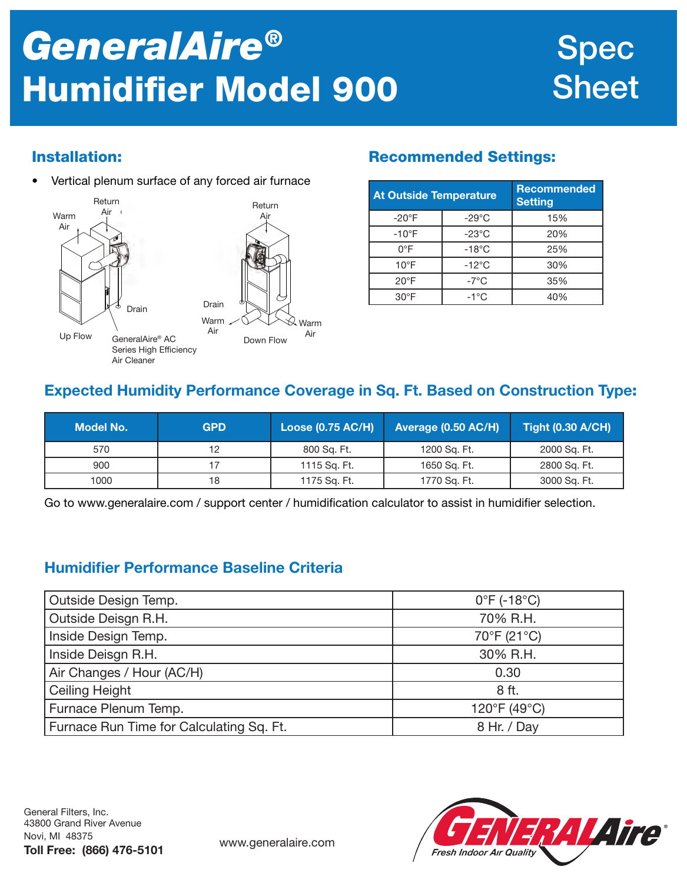# GeneralAire® Humidifier Model 900

# Spec Sheet

## Installation:

- Vertical plenum surface of any forced air furnace

Return Air
Warm Air
Drain
Up Flow
GeneralAire® AC Series High Efficiency Air Cleaner

Return Air
Drain
Warm Air
Warm Air
Down Flow

## Recommended Settings:

| At Outside Temperature | | Recommended Setting |
|---|---|---|
| -20°F | -29°C | 15% |
| -10°F | -23°C | 20% |
| 0°F | -18°C | 25% |
| 10°F | -12°C | 30% |
| 20°F | -7°C | 35% |
| 30°F | -1°C | 40% |

## Expected Humidity Performance Coverage in Sq. Ft. Based on Construction Type:

| Model No. | GPD | Loose (0.75 AC/H) | Average (0.50 AC/H) | Tight (0.30 A/CH) |
|---|---|---|---|---|
| 570 | 12 | 800 Sq. Ft. | 1200 Sq. Ft. | 2000 Sq. Ft. |
| 900 | 17 | 1115 Sq. Ft. | 1650 Sq. Ft. | 2800 Sq. Ft. |
| 1000 | 18 | 1175 Sq. Ft. | 1770 Sq. Ft. | 3000 Sq. Ft. |

Go to www.generalaire.com / support center / humidification calculator to assist in humidifier selection.

## Humidifier Performance Baseline Criteria

| | |
|---|---|
| Outside Design Temp. | 0°F (-18°C) |
| Outside Deisgn R.H. | 70% R.H. |
| Inside Design Temp. | 70°F (21°C) |
| Inside Deisgn R.H. | 30% R.H. |
| Air Changes / Hour (AC/H) | 0.30 |
| Ceiling Height | 8 ft. |
| Furnace Plenum Temp. | 120°F (49°C) |
| Furnace Run Time for Calculating Sq. Ft. | 8 Hr. / Day |

General Filters, Inc.
43800 Grand River Avenue
Novi, MI 48375
**Toll Free: (866) 476-5101**

www.generalaire.com

GENERALAire®
Fresh Indoor Air Quality